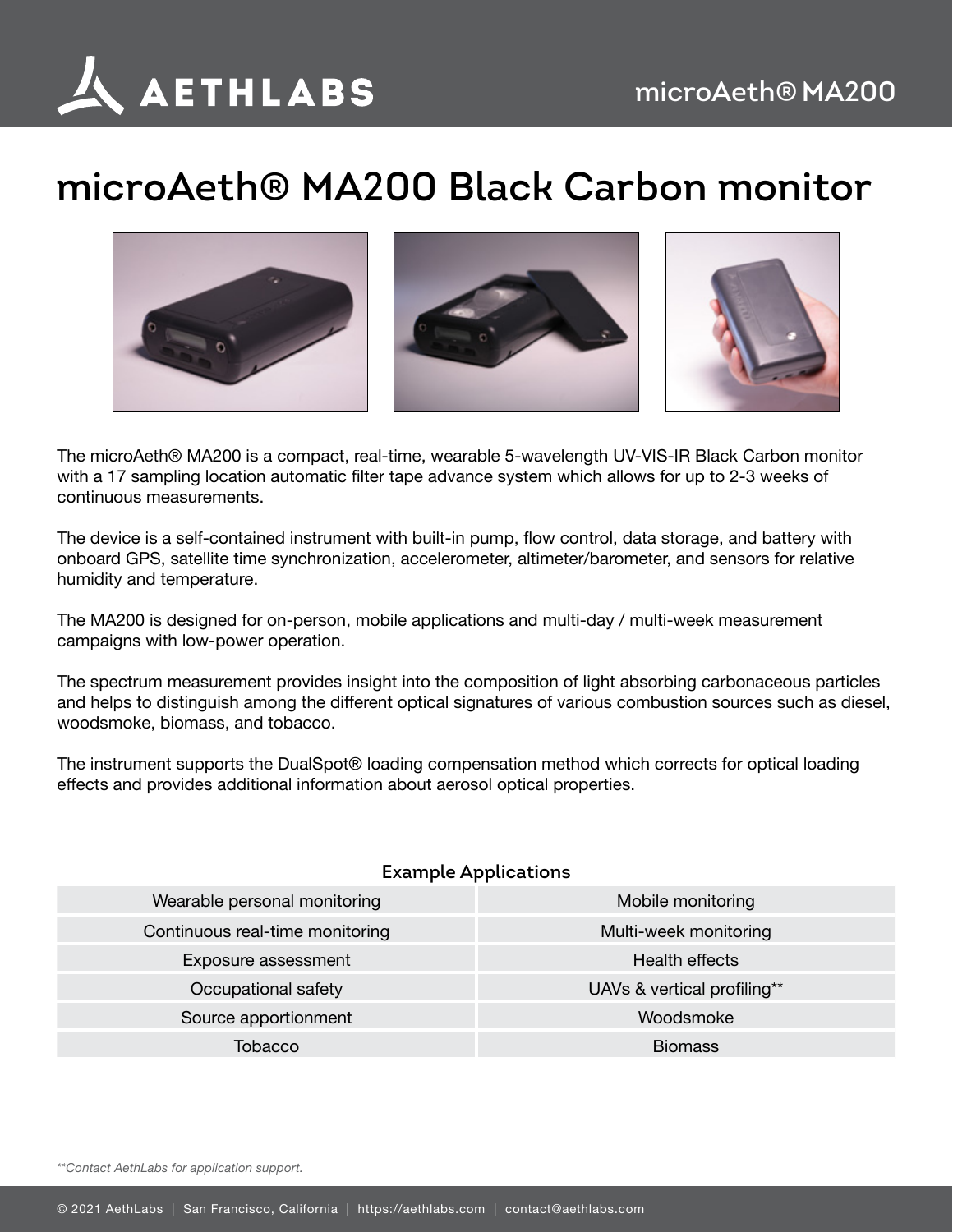# microAeth® MA200 Black Carbon monitor

The microAeth® MA200 is a compact, real-time, wearable 5-wavelength UV-VIS-IR Black Carbon monitor with a 17 sampling location automatic filter tape advance system which allows for up to 2-3 weeks of continuous measurements.

The device is a self-contained instrument with built-in pump, flow control, data storage, and battery with onboard GPS, satellite time synchronization, accelerometer, altimeter/barometer, and sensors for relative humidity and temperature.

The MA200 is designed for on-person, mobile applications and multi-day / multi-week measurement campaigns with low-power operation.

The spectrum measurement provides insight into the composition of light absorbing carbonaceous particles and helps to distinguish among the different optical signatures of various combustion sources such as diesel, woodsmoke, biomass, and tobacco.

The instrument supports the DualSpot® loading compensation method which corrects for optical loading effects and provides additional information about aerosol optical properties.

## Example Applications

| | |
|---|---|
| Wearable personal monitoring | Mobile monitoring |
| Continuous real-time monitoring | Multi-week monitoring |
| Exposure assessment | Health effects |
| Occupational safety | UAVs & vertical profiling** |
| Source apportionment | Woodsmoke |
| Tobacco | Biomass |

*\*\*Contact AethLabs for application support.*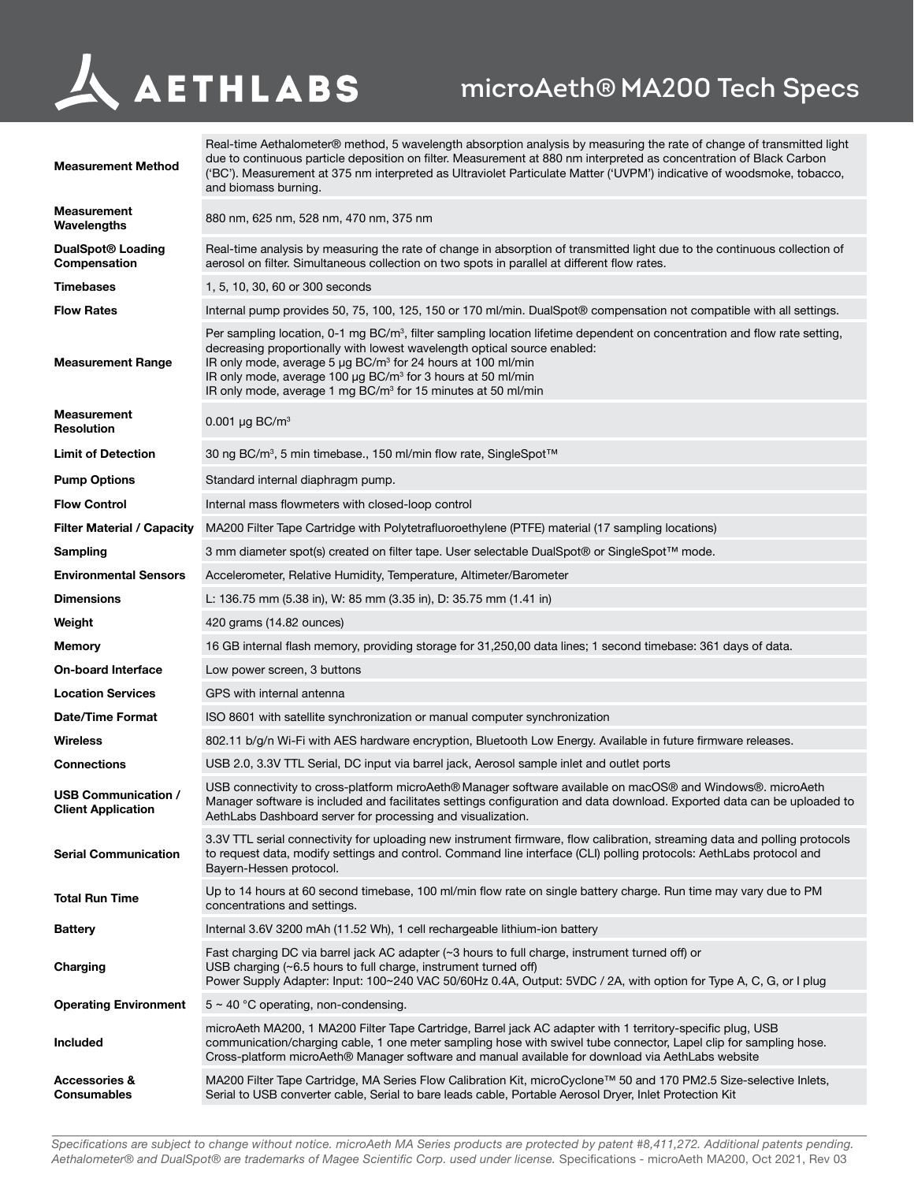# microAeth® MA200 Tech Specs

| | |
|---|---|
| **Measurement Method** | Real-time Aethalometer® method, 5 wavelength absorption analysis by measuring the rate of change of transmitted light due to continuous particle deposition on filter. Measurement at 880 nm interpreted as concentration of Black Carbon ('BC'). Measurement at 375 nm interpreted as Ultraviolet Particulate Matter ('UVPM') indicative of woodsmoke, tobacco, and biomass burning. |
| **Measurement Wavelengths** | 880 nm, 625 nm, 528 nm, 470 nm, 375 nm |
| **DualSpot® Loading Compensation** | Real-time analysis by measuring the rate of change in absorption of transmitted light due to the continuous collection of aerosol on filter. Simultaneous collection on two spots in parallel at different flow rates. |
| **Timebases** | 1, 5, 10, 30, 60 or 300 seconds |
| **Flow Rates** | Internal pump provides 50, 75, 100, 125, 150 or 170 ml/min. DualSpot® compensation not compatible with all settings. |
| **Measurement Range** | Per sampling location, 0-1 mg BC/m³, filter sampling location lifetime dependent on concentration and flow rate setting, decreasing proportionally with lowest wavelength optical source enabled:<br>IR only mode, average 5 µg BC/m³ for 24 hours at 100 ml/min<br>IR only mode, average 100 µg BC/m³ for 3 hours at 50 ml/min<br>IR only mode, average 1 mg BC/m³ for 15 minutes at 50 ml/min |
| **Measurement Resolution** | 0.001 µg BC/m³ |
| **Limit of Detection** | 30 ng BC/m³, 5 min timebase., 150 ml/min flow rate, SingleSpot™ |
| **Pump Options** | Standard internal diaphragm pump. |
| **Flow Control** | Internal mass flowmeters with closed-loop control |
| **Filter Material / Capacity** | MA200 Filter Tape Cartridge with Polytetrafluoroethylene (PTFE) material (17 sampling locations) |
| **Sampling** | 3 mm diameter spot(s) created on filter tape. User selectable DualSpot® or SingleSpot™ mode. |
| **Environmental Sensors** | Accelerometer, Relative Humidity, Temperature, Altimeter/Barometer |
| **Dimensions** | L: 136.75 mm (5.38 in), W: 85 mm (3.35 in), D: 35.75 mm (1.41 in) |
| **Weight** | 420 grams (14.82 ounces) |
| **Memory** | 16 GB internal flash memory, providing storage for 31,250,00 data lines; 1 second timebase: 361 days of data. |
| **On-board Interface** | Low power screen, 3 buttons |
| **Location Services** | GPS with internal antenna |
| **Date/Time Format** | ISO 8601 with satellite synchronization or manual computer synchronization |
| **Wireless** | 802.11 b/g/n Wi-Fi with AES hardware encryption, Bluetooth Low Energy. Available in future firmware releases. |
| **Connections** | USB 2.0, 3.3V TTL Serial, DC input via barrel jack, Aerosol sample inlet and outlet ports |
| **USB Communication / Client Application** | USB connectivity to cross-platform microAeth® Manager software available on macOS® and Windows®. microAeth Manager software is included and facilitates settings configuration and data download. Exported data can be uploaded to AethLabs Dashboard server for processing and visualization. |
| **Serial Communication** | 3.3V TTL serial connectivity for uploading new instrument firmware, flow calibration, streaming data and polling protocols to request data, modify settings and control. Command line interface (CLI) polling protocols: AethLabs protocol and Bayern-Hessen protocol. |
| **Total Run Time** | Up to 14 hours at 60 second timebase, 100 ml/min flow rate on single battery charge. Run time may vary due to PM concentrations and settings. |
| **Battery** | Internal 3.6V 3200 mAh (11.52 Wh), 1 cell rechargeable lithium-ion battery |
| **Charging** | Fast charging DC via barrel jack AC adapter (~3 hours to full charge, instrument turned off) or<br>USB charging (~6.5 hours to full charge, instrument turned off)<br>Power Supply Adapter: Input: 100~240 VAC 50/60Hz 0.4A, Output: 5VDC / 2A, with option for Type A, C, G, or I plug |
| **Operating Environment** | 5 ~ 40 °C operating, non-condensing. |
| **Included** | microAeth MA200, 1 MA200 Filter Tape Cartridge, Barrel jack AC adapter with 1 territory-specific plug, USB communication/charging cable, 1 one meter sampling hose with swivel tube connector, Lapel clip for sampling hose. Cross-platform microAeth® Manager software and manual available for download via AethLabs website |
| **Accessories & Consumables** | MA200 Filter Tape Cartridge, MA Series Flow Calibration Kit, microCyclone™ 50 and 170 PM2.5 Size-selective Inlets, Serial to USB converter cable, Serial to bare leads cable, Portable Aerosol Dryer, Inlet Protection Kit |

*Specifications are subject to change without notice. microAeth MA Series products are protected by patent #8,411,272. Additional patents pending. Aethalometer® and DualSpot® are trademarks of Magee Scientific Corp. used under license.* Specifications - microAeth MA200, Oct 2021, Rev 03